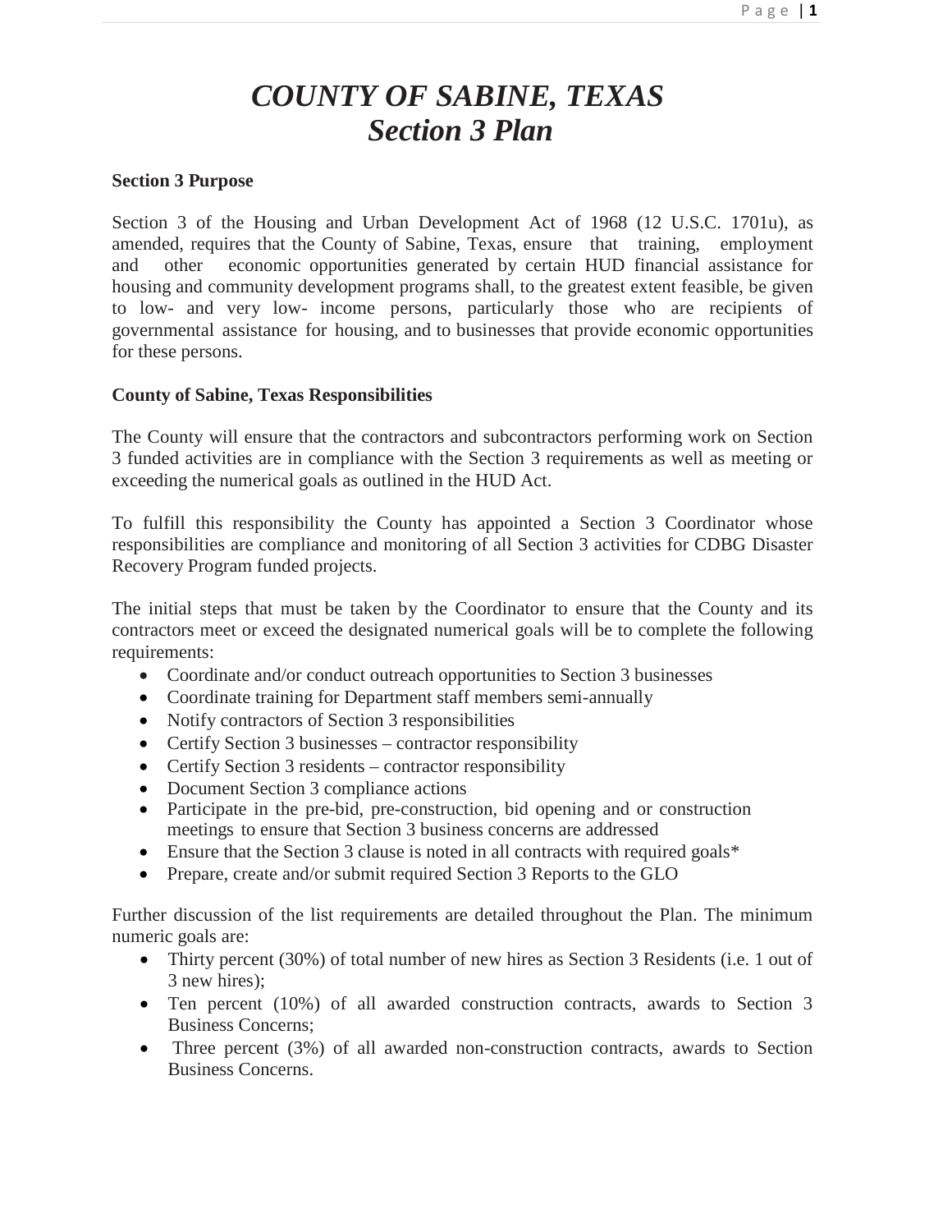# *COUNTY OF SABINE, TEXAS*
# *Section 3 Plan*

**Section 3 Purpose**

Section 3 of the Housing and Urban Development Act of 1968 (12 U.S.C. 1701u), as amended, requires that the County of Sabine, Texas, ensure that training, employment and other economic opportunities generated by certain HUD financial assistance for housing and community development programs shall, to the greatest extent feasible, be given to low- and very low- income persons, particularly those who are recipients of governmental assistance for housing, and to businesses that provide economic opportunities for these persons.

**County of Sabine, Texas Responsibilities**

The County will ensure that the contractors and subcontractors performing work on Section 3 funded activities are in compliance with the Section 3 requirements as well as meeting or exceeding the numerical goals as outlined in the HUD Act.

To fulfill this responsibility the County has appointed a Section 3 Coordinator whose responsibilities are compliance and monitoring of all Section 3 activities for CDBG Disaster Recovery Program funded projects.

The initial steps that must be taken by the Coordinator to ensure that the County and its contractors meet or exceed the designated numerical goals will be to complete the following requirements:

- Coordinate and/or conduct outreach opportunities to Section 3 businesses
- Coordinate training for Department staff members semi-annually
- Notify contractors of Section 3 responsibilities
- Certify Section 3 businesses – contractor responsibility
- Certify Section 3 residents – contractor responsibility
- Document Section 3 compliance actions
- Participate in the pre-bid, pre-construction, bid opening and or construction meetings to ensure that Section 3 business concerns are addressed
- Ensure that the Section 3 clause is noted in all contracts with required goals*
- Prepare, create and/or submit required Section 3 Reports to the GLO

Further discussion of the list requirements are detailed throughout the Plan. The minimum numeric goals are:

- Thirty percent (30%) of total number of new hires as Section 3 Residents (i.e. 1 out of 3 new hires);
- Ten percent (10%) of all awarded construction contracts, awards to Section 3 Business Concerns;
- Three percent (3%) of all awarded non-construction contracts, awards to Section Business Concerns.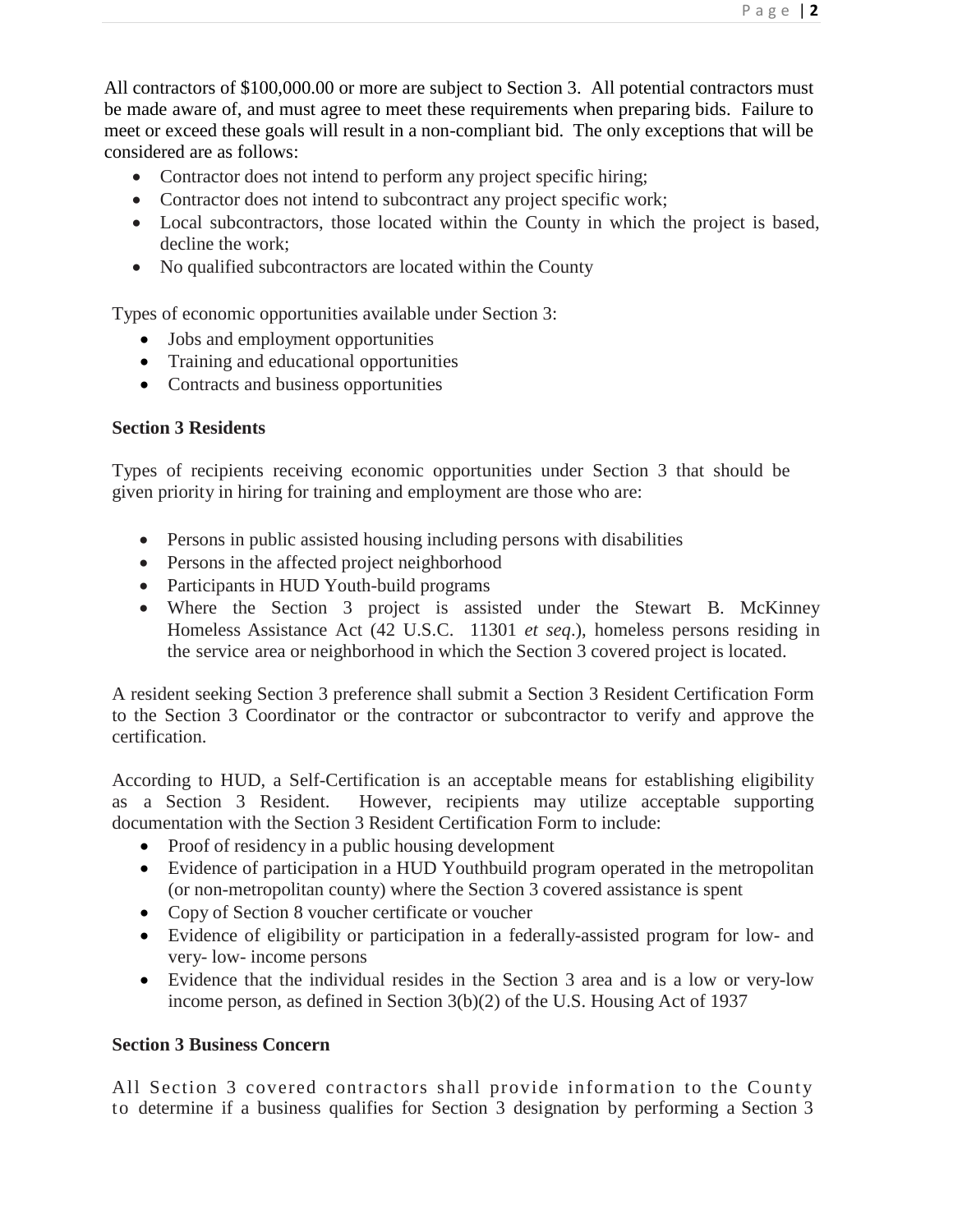All contractors of $100,000.00 or more are subject to Section 3. All potential contractors must be made aware of, and must agree to meet these requirements when preparing bids. Failure to meet or exceed these goals will result in a non-compliant bid. The only exceptions that will be considered are as follows:

- Contractor does not intend to perform any project specific hiring;
- Contractor does not intend to subcontract any project specific work;
- Local subcontractors, those located within the County in which the project is based, decline the work;
- No qualified subcontractors are located within the County

Types of economic opportunities available under Section 3:

- Jobs and employment opportunities
- Training and educational opportunities
- Contracts and business opportunities

**Section 3 Residents**

Types of recipients receiving economic opportunities under Section 3 that should be given priority in hiring for training and employment are those who are:

- Persons in public assisted housing including persons with disabilities
- Persons in the affected project neighborhood
- Participants in HUD Youth-build programs
- Where the Section 3 project is assisted under the Stewart B. McKinney Homeless Assistance Act (42 U.S.C. 11301 *et seq*.), homeless persons residing in the service area or neighborhood in which the Section 3 covered project is located.

A resident seeking Section 3 preference shall submit a Section 3 Resident Certification Form to the Section 3 Coordinator or the contractor or subcontractor to verify and approve the certification.

According to HUD, a Self-Certification is an acceptable means for establishing eligibility as a Section 3 Resident. However, recipients may utilize acceptable supporting documentation with the Section 3 Resident Certification Form to include:

- Proof of residency in a public housing development
- Evidence of participation in a HUD Youthbuild program operated in the metropolitan (or non-metropolitan county) where the Section 3 covered assistance is spent
- Copy of Section 8 voucher certificate or voucher
- Evidence of eligibility or participation in a federally-assisted program for low- and very- low- income persons
- Evidence that the individual resides in the Section 3 area and is a low or very-low income person, as defined in Section 3(b)(2) of the U.S. Housing Act of 1937

**Section 3 Business Concern**

All Section 3 covered contractors shall provide information to the County to determine if a business qualifies for Section 3 designation by performing a Section 3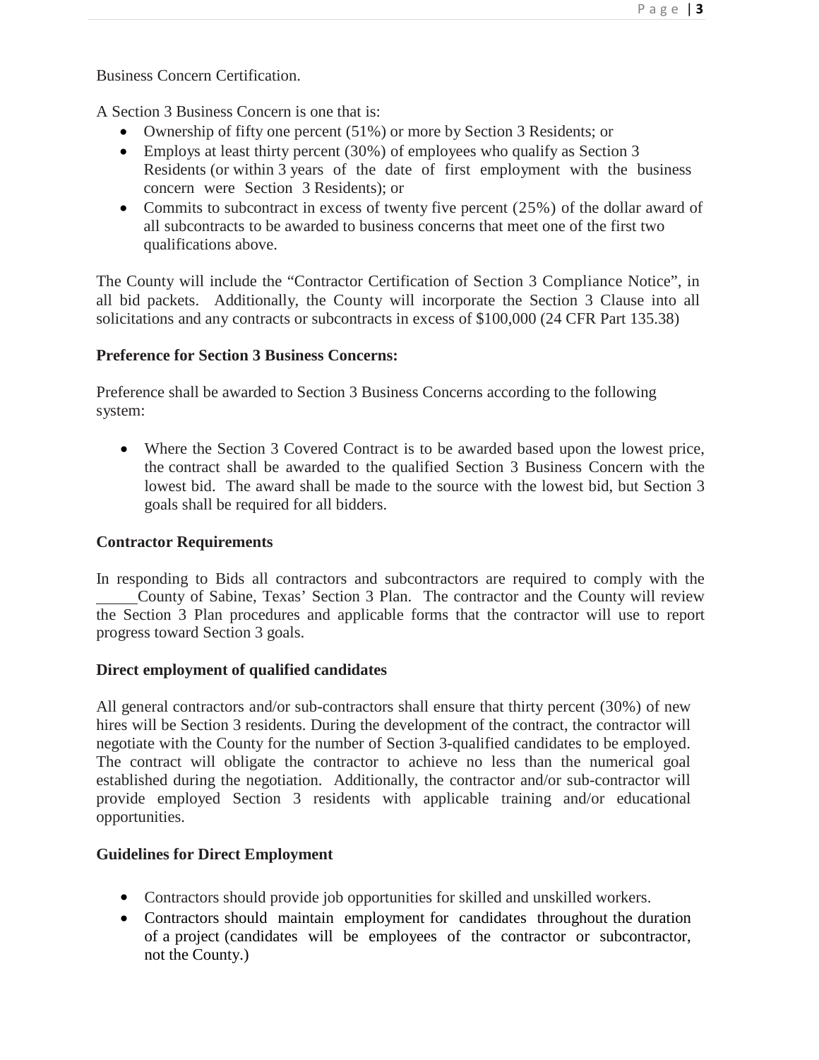Business Concern Certification.

A Section 3 Business Concern is one that is:

- Ownership of fifty one percent (51%) or more by Section 3 Residents; or
- Employs at least thirty percent (30%) of employees who qualify as Section 3 Residents (or within 3 years of the date of first employment with the business concern were Section 3 Residents); or
- Commits to subcontract in excess of twenty five percent (25%) of the dollar award of all subcontracts to be awarded to business concerns that meet one of the first two qualifications above.

The County will include the "Contractor Certification of Section 3 Compliance Notice", in all bid packets. Additionally, the County will incorporate the Section 3 Clause into all solicitations and any contracts or subcontracts in excess of $100,000 (24 CFR Part 135.38)

**Preference for Section 3 Business Concerns:**

Preference shall be awarded to Section 3 Business Concerns according to the following system:

- Where the Section 3 Covered Contract is to be awarded based upon the lowest price, the contract shall be awarded to the qualified Section 3 Business Concern with the lowest bid. The award shall be made to the source with the lowest bid, but Section 3 goals shall be required for all bidders.

**Contractor Requirements**

In responding to Bids all contractors and subcontractors are required to comply with the _____County of Sabine, Texas' Section 3 Plan. The contractor and the County will review the Section 3 Plan procedures and applicable forms that the contractor will use to report progress toward Section 3 goals.

**Direct employment of qualified candidates**

All general contractors and/or sub-contractors shall ensure that thirty percent (30%) of new hires will be Section 3 residents. During the development of the contract, the contractor will negotiate with the County for the number of Section 3-qualified candidates to be employed. The contract will obligate the contractor to achieve no less than the numerical goal established during the negotiation. Additionally, the contractor and/or sub-contractor will provide employed Section 3 residents with applicable training and/or educational opportunities.

**Guidelines for Direct Employment**

- Contractors should provide job opportunities for skilled and unskilled workers.
- Contractors should maintain employment for candidates throughout the duration of a project (candidates will be employees of the contractor or subcontractor, not the County.)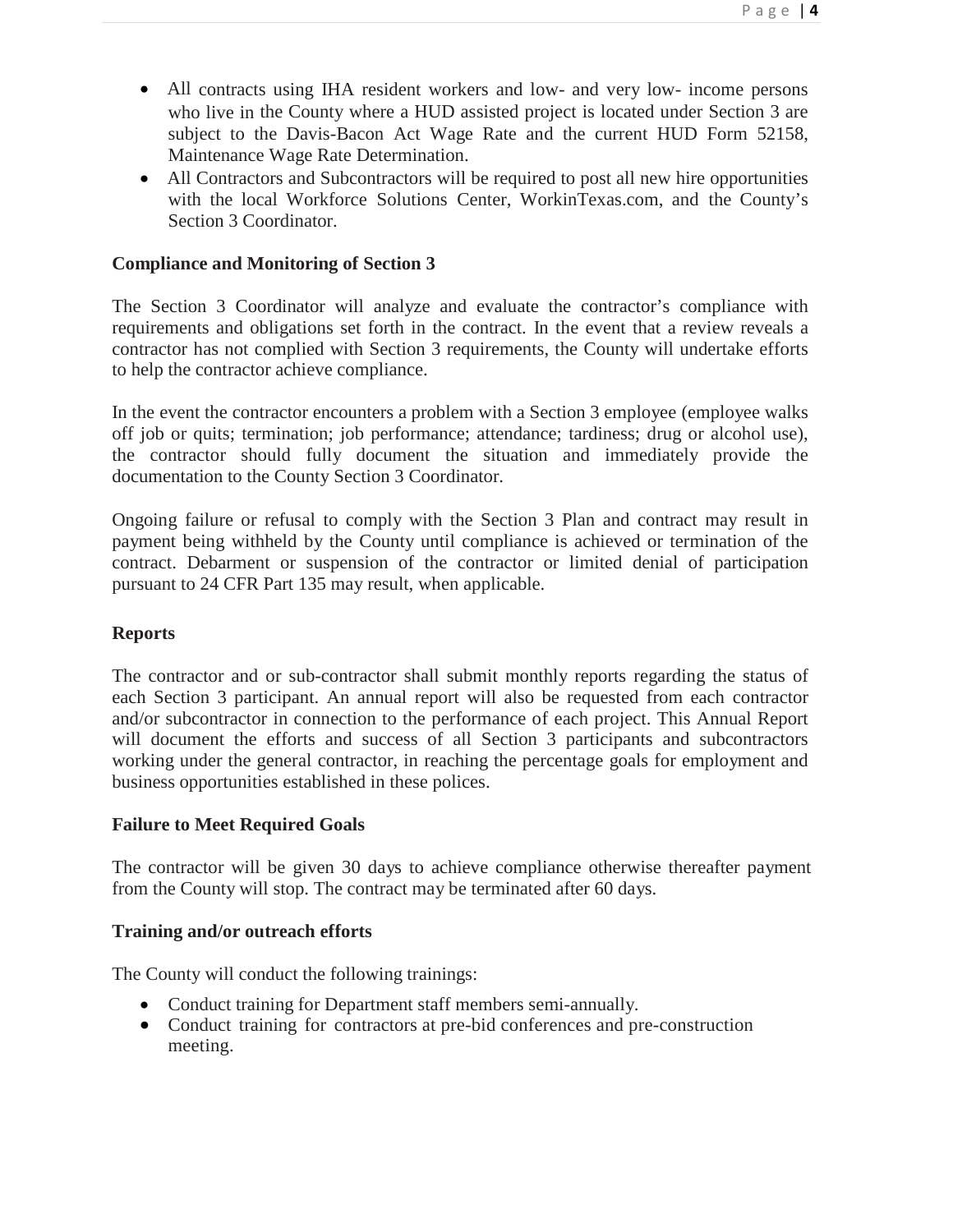- All contracts using IHA resident workers and low- and very low- income persons who live in the County where a HUD assisted project is located under Section 3 are subject to the Davis-Bacon Act Wage Rate and the current HUD Form 52158, Maintenance Wage Rate Determination.
- All Contractors and Subcontractors will be required to post all new hire opportunities with the local Workforce Solutions Center, WorkinTexas.com, and the County's Section 3 Coordinator.

**Compliance and Monitoring of Section 3**

The Section 3 Coordinator will analyze and evaluate the contractor's compliance with requirements and obligations set forth in the contract. In the event that a review reveals a contractor has not complied with Section 3 requirements, the County will undertake efforts to help the contractor achieve compliance.

In the event the contractor encounters a problem with a Section 3 employee (employee walks off job or quits; termination; job performance; attendance; tardiness; drug or alcohol use), the contractor should fully document the situation and immediately provide the documentation to the County Section 3 Coordinator.

Ongoing failure or refusal to comply with the Section 3 Plan and contract may result in payment being withheld by the County until compliance is achieved or termination of the contract. Debarment or suspension of the contractor or limited denial of participation pursuant to 24 CFR Part 135 may result, when applicable.

**Reports**

The contractor and or sub-contractor shall submit monthly reports regarding the status of each Section 3 participant. An annual report will also be requested from each contractor and/or subcontractor in connection to the performance of each project. This Annual Report will document the efforts and success of all Section 3 participants and subcontractors working under the general contractor, in reaching the percentage goals for employment and business opportunities established in these polices.

**Failure to Meet Required Goals**

The contractor will be given 30 days to achieve compliance otherwise thereafter payment from the County will stop. The contract may be terminated after 60 days.

**Training and/or outreach efforts**

The County will conduct the following trainings:

- Conduct training for Department staff members semi-annually.
- Conduct training for contractors at pre-bid conferences and pre-construction meeting.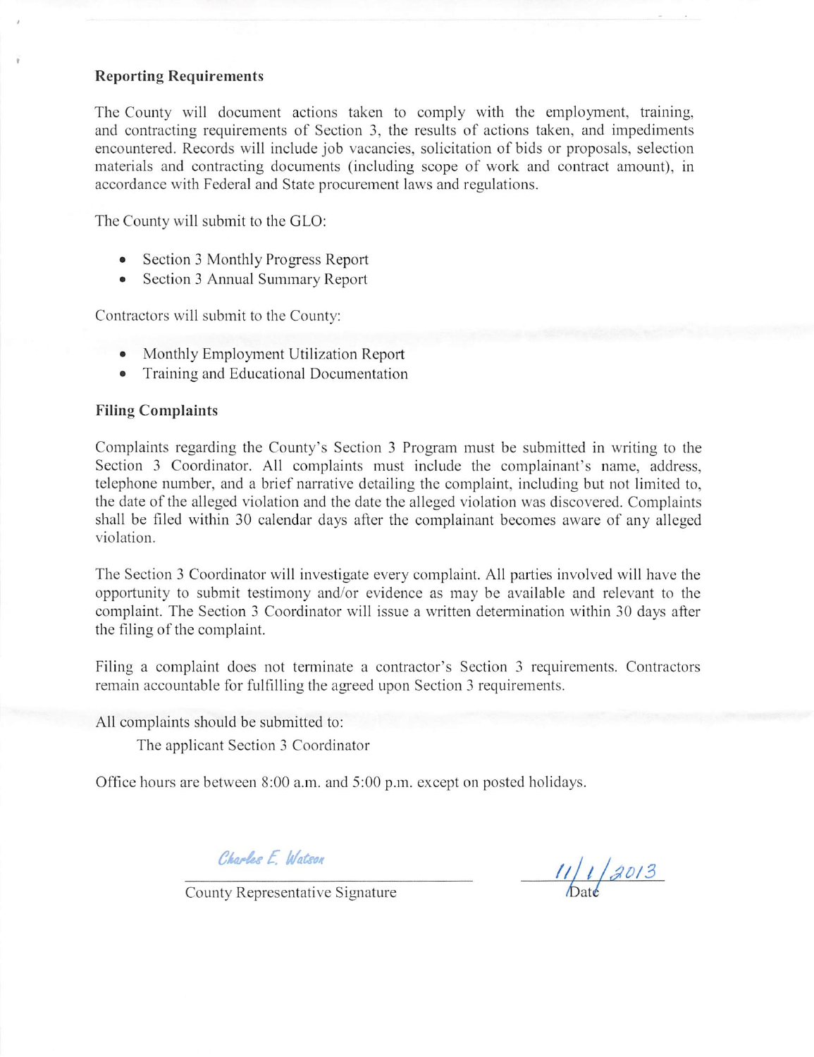### Reporting Requirements

The County will document actions taken to comply with the employment, training, and contracting requirements of Section 3, the results of actions taken, and impediments encountered. Records will include job vacancies, solicitation of bids or proposals, selection materials and contracting documents (including scope of work and contract amount), in accordance with Federal and State procurement laws and regulations.

The County will submit to the GLO:

- Section 3 Monthly Progress Report
- Section 3 Annual Summary Report

Contractors will submit to the County:

- Monthly Employment Utilization Report
- Training and Educational Documentation

### Filing Complaints

Complaints regarding the County's Section 3 Program must be submitted in writing to the Section 3 Coordinator. All complaints must include the complainant's name, address, telephone number, and a brief narrative detailing the complaint, including but not limited to, the date of the alleged violation and the date the alleged violation was discovered. Complaints shall be filed within 30 calendar days after the complainant becomes aware of any alleged violation.

The Section 3 Coordinator will investigate every complaint. All parties involved will have the opportunity to submit testimony and/or evidence as may be available and relevant to the complaint. The Section 3 Coordinator will issue a written determination within 30 days after the filing of the complaint.

Filing a complaint does not terminate a contractor's Section 3 requirements. Contractors remain accountable for fulfilling the agreed upon Section 3 requirements.

All complaints should be submitted to:

The applicant Section 3 Coordinator

Office hours are between 8:00 a.m. and 5:00 p.m. except on posted holidays.

Charles E. Watson
County Representative Signature

11/1/2013
Date